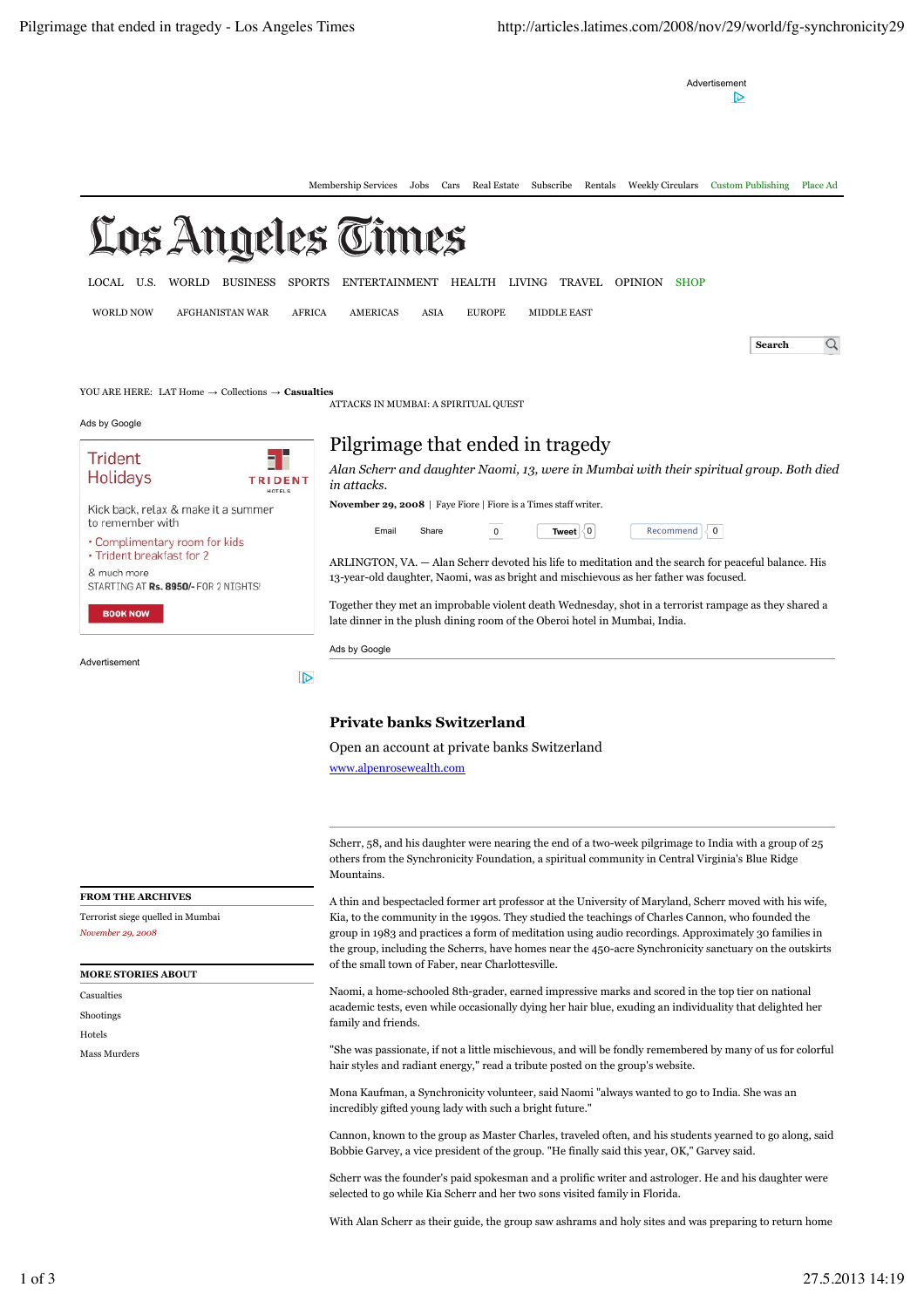ATTACKS IN MUMBAI: A SPIRITUAL QUEST

# Pilgrimage that ended in tragedy

*Alan Scherr and daughter Naomi, 13, were in Mumbai with their spiritual group. Both died in attacks.*

**November 29, 2008** | Faye Fiore | Fiore is a Times staff writer.

ARLINGTON, VA. — Alan Scherr devoted his life to meditation and the search for peaceful balance. His 13-year-old daughter, Naomi, was as bright and mischievous as her father was focused.

Together they met an improbable violent death Wednesday, shot in a terrorist rampage as they shared a late dinner in the plush dining room of the Oberoi hotel in Mumbai, India.

Scherr, 58, and his daughter were nearing the end of a two-week pilgrimage to India with a group of 25 others from the Synchronicity Foundation, a spiritual community in Central Virginia's Blue Ridge Mountains.

A thin and bespectacled former art professor at the University of Maryland, Scherr moved with his wife, Kia, to the community in the 1990s. They studied the teachings of Charles Cannon, who founded the group in 1983 and practices a form of meditation using audio recordings. Approximately 30 families in the group, including the Scherrs, have homes near the 450-acre Synchronicity sanctuary on the outskirts of the small town of Faber, near Charlottesville.

Naomi, a home-schooled 8th-grader, earned impressive marks and scored in the top tier on national academic tests, even while occasionally dying her hair blue, exuding an individuality that delighted her family and friends.

"She was passionate, if not a little mischievous, and will be fondly remembered by many of us for colorful hair styles and radiant energy," read a tribute posted on the group's website.

Mona Kaufman, a Synchronicity volunteer, said Naomi "always wanted to go to India. She was an incredibly gifted young lady with such a bright future."

Cannon, known to the group as Master Charles, traveled often, and his students yearned to go along, said Bobbie Garvey, a vice president of the group. "He finally said this year, OK," Garvey said.

Scherr was the founder's paid spokesman and a prolific writer and astrologer. He and his daughter were selected to go while Kia Scherr and her two sons visited family in Florida.

With Alan Scherr as their guide, the group saw ashrams and holy sites and was preparing to return home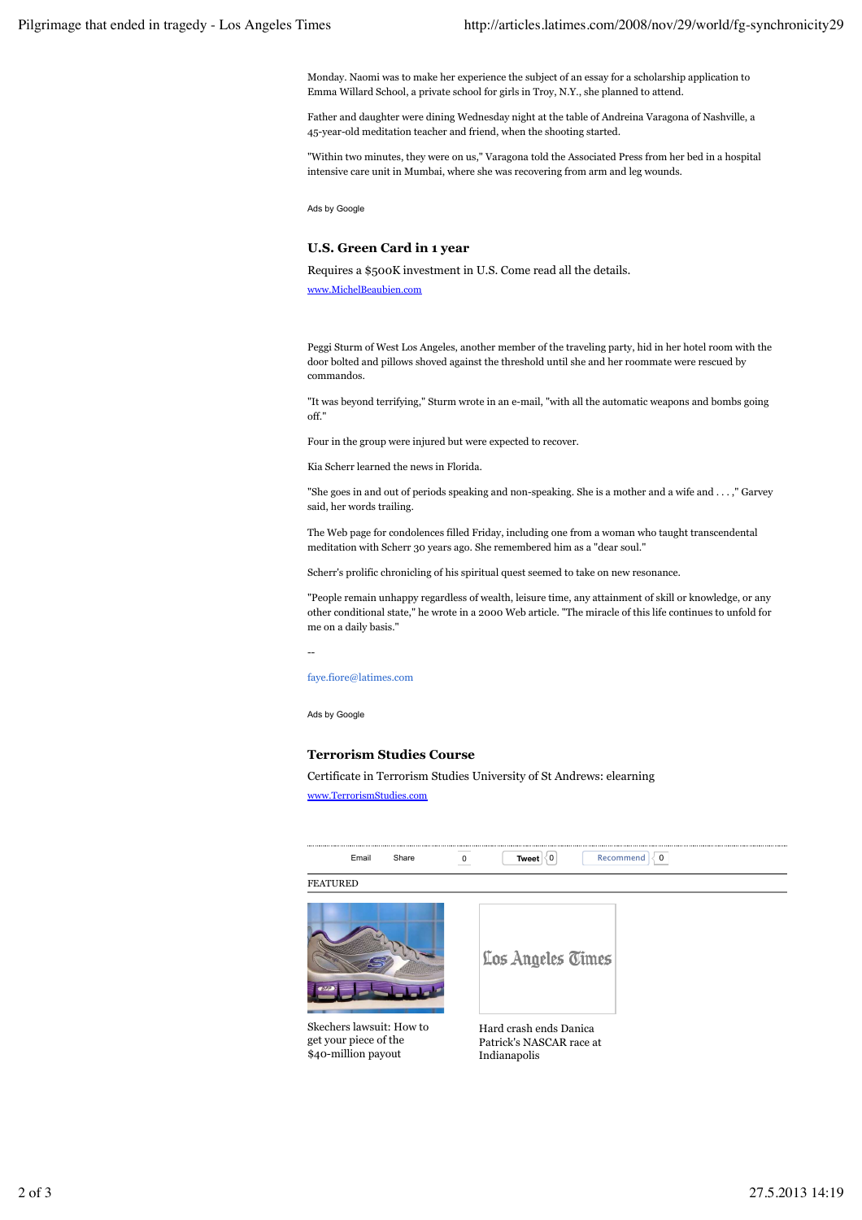Monday. Naomi was to make her experience the subject of an essay for a scholarship application to Emma Willard School, a private school for girls in Troy, N.Y., she planned to attend.

Father and daughter were dining Wednesday night at the table of Andreina Varagona of Nashville, a 45-year-old meditation teacher and friend, when the shooting started.

"Within two minutes, they were on us," Varagona told the Associated Press from her bed in a hospital intensive care unit in Mumbai, where she was recovering from arm and leg wounds.

Ads by Google

**U.S. Green Card in 1 year**

Requires a $500K investment in U.S. Come read all the details.

www.MichelBeaubien.com

Peggi Sturm of West Los Angeles, another member of the traveling party, hid in her hotel room with the door bolted and pillows shoved against the threshold until she and her roommate were rescued by commandos.

"It was beyond terrifying," Sturm wrote in an e-mail, "with all the automatic weapons and bombs going off."

Four in the group were injured but were expected to recover.

Kia Scherr learned the news in Florida.

"She goes in and out of periods speaking and non-speaking. She is a mother and a wife and . . . ," Garvey said, her words trailing.

The Web page for condolences filled Friday, including one from a woman who taught transcendental meditation with Scherr 30 years ago. She remembered him as a "dear soul."

Scherr's prolific chronicling of his spiritual quest seemed to take on new resonance.

"People remain unhappy regardless of wealth, leisure time, any attainment of skill or knowledge, or any other conditional state," he wrote in a 2000 Web article. "The miracle of this life continues to unfold for me on a daily basis."

--

faye.fiore@latimes.com

Ads by Google

**Terrorism Studies Course**

Certificate in Terrorism Studies University of St Andrews: elearning

www.TerrorismStudies.com

Email Share 0 Tweet 0 Recommend 0

FEATURED

Skechers lawsuit: How to get your piece of the $40-million payout

Hard crash ends Danica Patrick's NASCAR race at Indianapolis